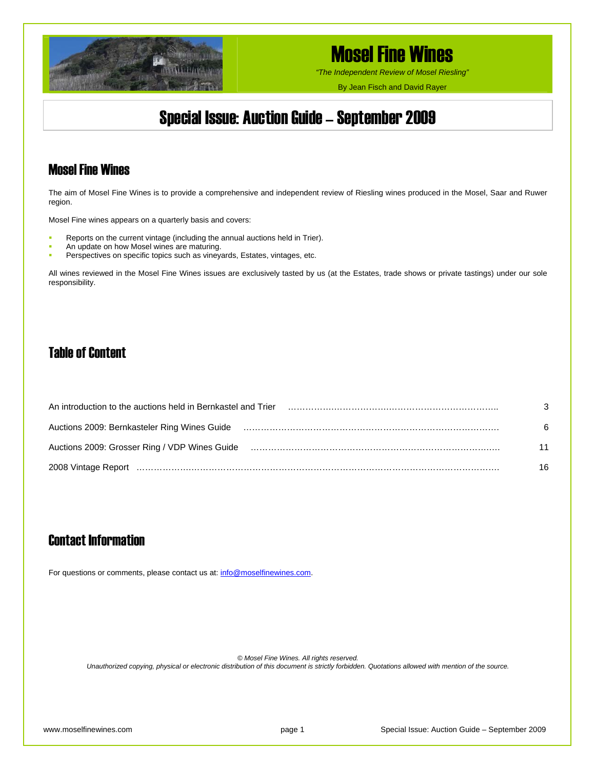# Mosel Fine Wines

*"The Independent Review of Mosel Riesling"*

By Jean Fisch and David Rayer

# Special Issue: Auction Guide – September 2009

## Mosel Fine Wines

The aim of Mosel Fine Wines is to provide a comprehensive and independent review of Riesling wines produced in the Mosel, Saar and Ruwer region.

Mosel Fine wines appears on a quarterly basis and covers:

- Reports on the current vintage (including the annual auctions held in Trier).
- An update on how Mosel wines are maturing.
- Perspectives on specific topics such as vineyards, Estates, vintages, etc.

All wines reviewed in the Mosel Fine Wines issues are exclusively tasted by us (at the Estates, trade shows or private tastings) under our sole responsibility.

## Table of Content

| | |
|---|---|
| An introduction to the auctions held in Bernkastel and Trier | 3 |
| Auctions 2009: Bernkasteler Ring Wines Guide | 6 |
| Auctions 2009: Grosser Ring / VDP Wines Guide | 11 |
| 2008 Vintage Report | 16 |

## Contact Information

For questions or comments, please contact us at: [info@moselfinewines.com](mailto:info@moselfinewines.com).

*© Mosel Fine Wines. All rights reserved.*
*Unauthorized copying, physical or electronic distribution of this document is strictly forbidden. Quotations allowed with mention of the source.*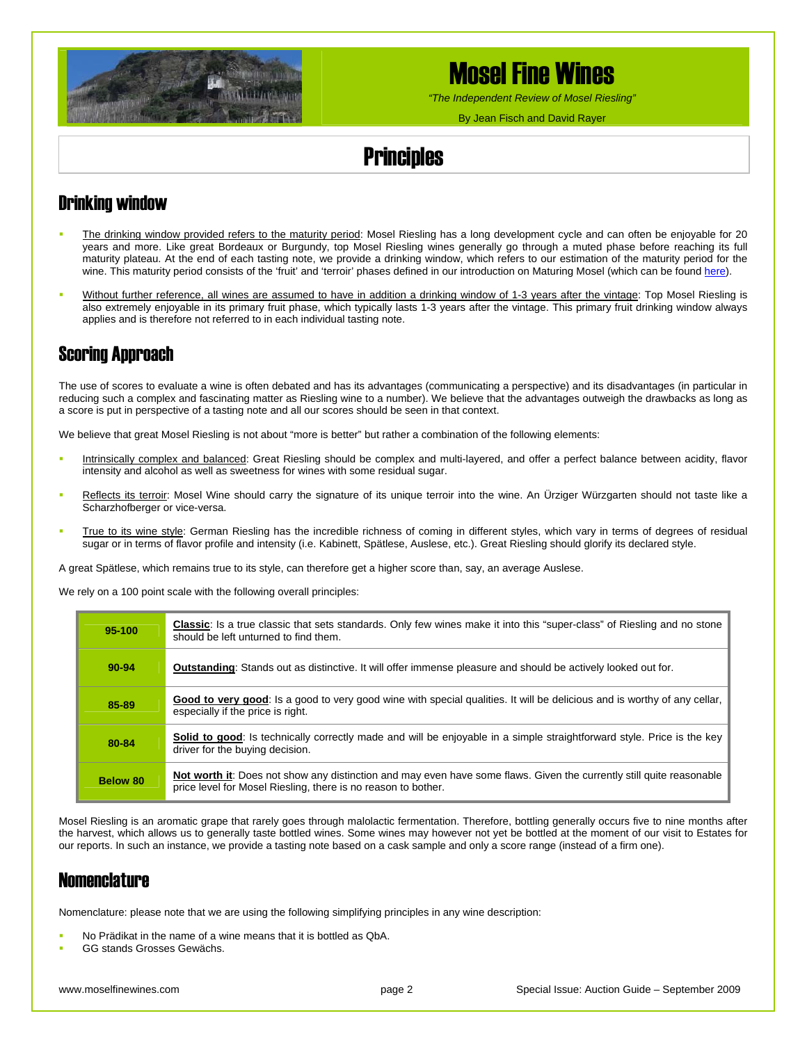# Mosel Fine Wines

*"The Independent Review of Mosel Riesling"*

By Jean Fisch and David Rayer

## Principles

### Drinking window

- The drinking window provided refers to the maturity period: Mosel Riesling has a long development cycle and can often be enjoyable for 20 years and more. Like great Bordeaux or Burgundy, top Mosel Riesling wines generally go through a muted phase before reaching its full maturity plateau. At the end of each tasting note, we provide a drinking window, which refers to our estimation of the maturity period for the wine. This maturity period consists of the 'fruit' and 'terroir' phases defined in our introduction on Maturing Mosel (which can be found here).
- Without further reference, all wines are assumed to have in addition a drinking window of 1-3 years after the vintage: Top Mosel Riesling is also extremely enjoyable in its primary fruit phase, which typically lasts 1-3 years after the vintage. This primary fruit drinking window always applies and is therefore not referred to in each individual tasting note.

### Scoring Approach

The use of scores to evaluate a wine is often debated and has its advantages (communicating a perspective) and its disadvantages (in particular in reducing such a complex and fascinating matter as Riesling wine to a number). We believe that the advantages outweigh the drawbacks as long as a score is put in perspective of a tasting note and all our scores should be seen in that context.

We believe that great Mosel Riesling is not about "more is better" but rather a combination of the following elements:

- Intrinsically complex and balanced: Great Riesling should be complex and multi-layered, and offer a perfect balance between acidity, flavor intensity and alcohol as well as sweetness for wines with some residual sugar.
- Reflects its terroir: Mosel Wine should carry the signature of its unique terroir into the wine. An Ürziger Würzgarten should not taste like a Scharzhofberger or vice-versa.
- True to its wine style: German Riesling has the incredible richness of coming in different styles, which vary in terms of degrees of residual sugar or in terms of flavor profile and intensity (i.e. Kabinett, Spätlese, Auslese, etc.). Great Riesling should glorify its declared style.

A great Spätlese, which remains true to its style, can therefore get a higher score than, say, an average Auslese.

We rely on a 100 point scale with the following overall principles:

| Score | Description |
|---|---|
| **95-100** | **Classic**: Is a true classic that sets standards. Only few wines make it into this "super-class" of Riesling and no stone should be left unturned to find them. |
| **90-94** | **Outstanding**: Stands out as distinctive. It will offer immense pleasure and should be actively looked out for. |
| **85-89** | **Good to very good**: Is a good to very good wine with special qualities. It will be delicious and is worthy of any cellar, especially if the price is right. |
| **80-84** | **Solid to good**: Is technically correctly made and will be enjoyable in a simple straightforward style. Price is the key driver for the buying decision. |
| **Below 80** | **Not worth it**: Does not show any distinction and may even have some flaws. Given the currently still quite reasonable price level for Mosel Riesling, there is no reason to bother. |

Mosel Riesling is an aromatic grape that rarely goes through malolactic fermentation. Therefore, bottling generally occurs five to nine months after the harvest, which allows us to generally taste bottled wines. Some wines may however not yet be bottled at the moment of our visit to Estates for our reports. In such an instance, we provide a tasting note based on a cask sample and only a score range (instead of a firm one).

### Nomenclature

Nomenclature: please note that we are using the following simplifying principles in any wine description:

- No Prädikat in the name of a wine means that it is bottled as QbA.
- GG stands Grosses Gewächs.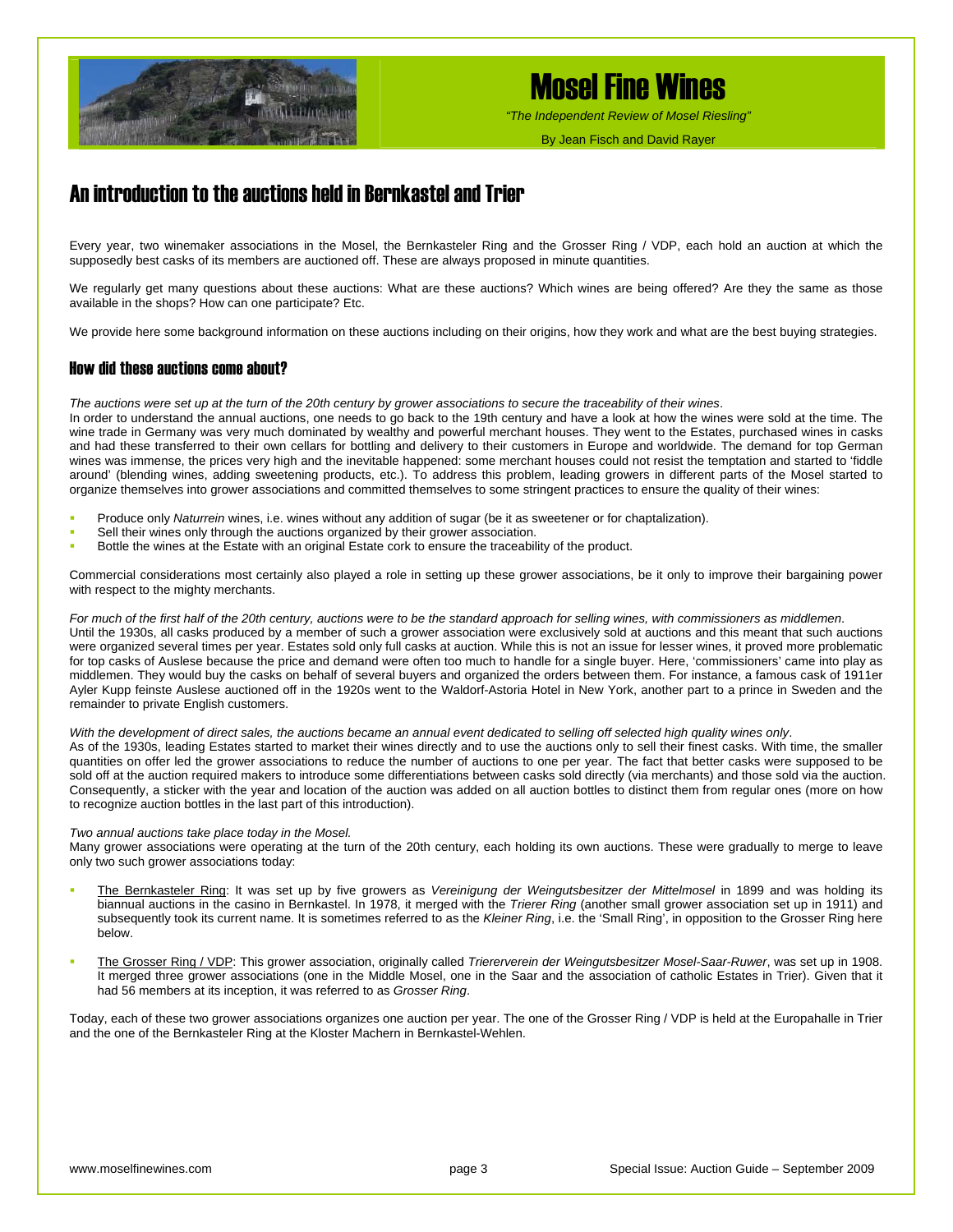## An introduction to the auctions held in Bernkastel and Trier

Every year, two winemaker associations in the Mosel, the Bernkasteler Ring and the Grosser Ring / VDP, each hold an auction at which the supposedly best casks of its members are auctioned off. These are always proposed in minute quantities.

We regularly get many questions about these auctions: What are these auctions? Which wines are being offered? Are they the same as those available in the shops? How can one participate? Etc.

We provide here some background information on these auctions including on their origins, how they work and what are the best buying strategies.

### How did these auctions come about?

*The auctions were set up at the turn of the 20th century by grower associations to secure the traceability of their wines*.
In order to understand the annual auctions, one needs to go back to the 19th century and have a look at how the wines were sold at the time. The wine trade in Germany was very much dominated by wealthy and powerful merchant houses. They went to the Estates, purchased wines in casks and had these transferred to their own cellars for bottling and delivery to their customers in Europe and worldwide. The demand for top German wines was immense, the prices very high and the inevitable happened: some merchant houses could not resist the temptation and started to 'fiddle around' (blending wines, adding sweetening products, etc.). To address this problem, leading growers in different parts of the Mosel started to organize themselves into grower associations and committed themselves to some stringent practices to ensure the quality of their wines:

- Produce only *Naturrein* wines, i.e. wines without any addition of sugar (be it as sweetener or for chaptalization).
- Sell their wines only through the auctions organized by their grower association.
- Bottle the wines at the Estate with an original Estate cork to ensure the traceability of the product.

Commercial considerations most certainly also played a role in setting up these grower associations, be it only to improve their bargaining power with respect to the mighty merchants.

*For much of the first half of the 20th century, auctions were to be the standard approach for selling wines, with commissioners as middlemen*.
Until the 1930s, all casks produced by a member of such a grower association were exclusively sold at auctions and this meant that such auctions were organized several times per year. Estates sold only full casks at auction. While this is not an issue for lesser wines, it proved more problematic for top casks of Auslese because the price and demand were often too much to handle for a single buyer. Here, 'commissioners' came into play as middlemen. They would buy the casks on behalf of several buyers and organized the orders between them. For instance, a famous cask of 1911er Ayler Kupp feinste Auslese auctioned off in the 1920s went to the Waldorf-Astoria Hotel in New York, another part to a prince in Sweden and the remainder to private English customers.

*With the development of direct sales, the auctions became an annual event dedicated to selling off selected high quality wines only*.
As of the 1930s, leading Estates started to market their wines directly and to use the auctions only to sell their finest casks. With time, the smaller quantities on offer led the grower associations to reduce the number of auctions to one per year. The fact that better casks were supposed to be sold off at the auction required makers to introduce some differentiations between casks sold directly (via merchants) and those sold via the auction. Consequently, a sticker with the year and location of the auction was added on all auction bottles to distinct them from regular ones (more on how to recognize auction bottles in the last part of this introduction).

*Two annual auctions take place today in the Mosel.*
Many grower associations were operating at the turn of the 20th century, each holding its own auctions. These were gradually to merge to leave only two such grower associations today:

- The Bernkasteler Ring: It was set up by five growers as *Vereinigung der Weingutsbesitzer der Mittelmosel* in 1899 and was holding its biannual auctions in the casino in Bernkastel. In 1978, it merged with the *Trierer Ring* (another small grower association set up in 1911) and subsequently took its current name. It is sometimes referred to as the *Kleiner Ring*, i.e. the 'Small Ring', in opposition to the Grosser Ring here below.

- The Grosser Ring / VDP: This grower association, originally called *Triererverein der Weingutsbesitzer Mosel-Saar-Ruwer*, was set up in 1908. It merged three grower associations (one in the Middle Mosel, one in the Saar and the association of catholic Estates in Trier). Given that it had 56 members at its inception, it was referred to as *Grosser Ring*.

Today, each of these two grower associations organizes one auction per year. The one of the Grosser Ring / VDP is held at the Europahalle in Trier and the one of the Bernkasteler Ring at the Kloster Machern in Bernkastel-Wehlen.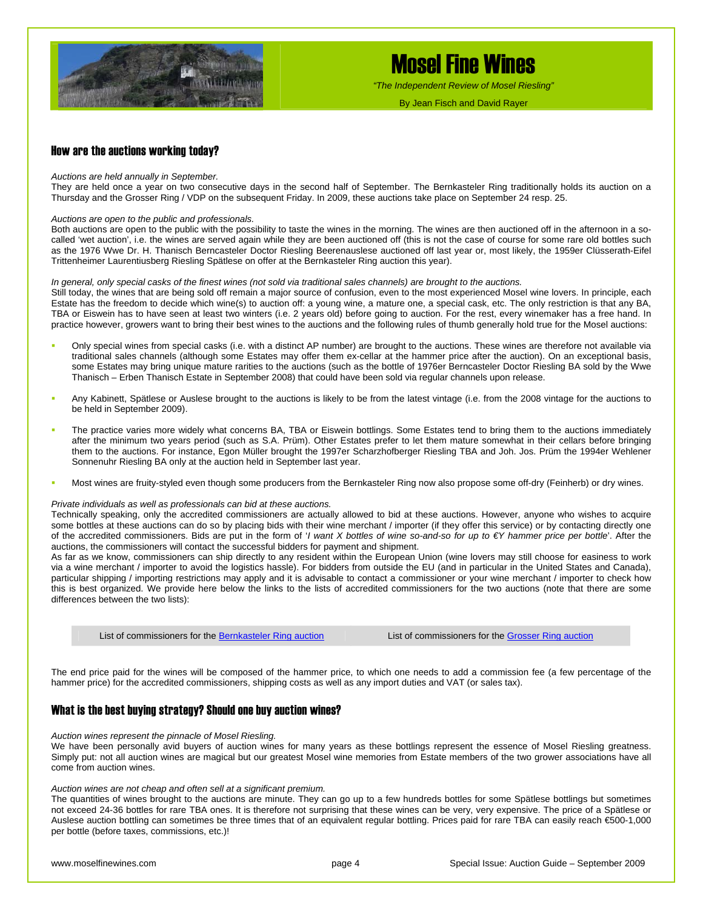## How are the auctions working today?

*Auctions are held annually in September.*

They are held once a year on two consecutive days in the second half of September. The Bernkasteler Ring traditionally holds its auction on a Thursday and the Grosser Ring / VDP on the subsequent Friday. In 2009, these auctions take place on September 24 resp. 25.

*Auctions are open to the public and professionals.*

Both auctions are open to the public with the possibility to taste the wines in the morning. The wines are then auctioned off in the afternoon in a so-called 'wet auction', i.e. the wines are served again while they are being auctioned off (this is not the case of course for some rare old bottles such as the 1976 Wwe Dr. H. Thanisch Berncasteler Doctor Riesling Beerenauslese auctioned off last year or, most likely, the 1959er Clüsserath-Eifel Trittenheimer Laurentiusberg Riesling Spätlese on offer at the Bernkasteler Ring auction this year).

*In general, only special casks of the finest wines (not sold via traditional sales channels) are brought to the auctions.*

Still today, the wines that are being sold off remain a major source of confusion, even to the most experienced Mosel wine lovers. In principle, each Estate has the freedom to decide which wine(s) to auction off: a young wine, a mature one, a special cask, etc. The only restriction is that any BA, TBA or Eiswein has to have seen at least two winters (i.e. 2 years old) before going to auction. For the rest, every winemaker has a free hand. In practice however, growers want to bring their best wines to the auctions and the following rules of thumb generally hold true for the Mosel auctions:

- Only special wines from special casks (i.e. with a distinct AP number) are brought to the auctions. These wines are therefore not available via traditional sales channels (although some Estates may offer them ex-cellar at the hammer price after the auction). On an exceptional basis, some Estates may bring unique mature rarities to the auctions (such as the bottle of 1976er Berncasteler Doctor Riesling BA sold by the Wwe Thanisch – Erben Thanisch Estate in September 2008) that could have been sold via regular channels upon release.
- Any Kabinett, Spätlese or Auslese brought to the auctions is likely to be from the latest vintage (i.e. from the 2008 vintage for the auctions to be held in September 2009).
- The practice varies more widely what concerns BA, TBA or Eiswein bottlings. Some Estates tend to bring them to the auctions immediately after the minimum two years period (such as S.A. Prüm). Other Estates prefer to let them mature somewhat in their cellars before bringing them to the auctions. For instance, Egon Müller brought the 1997er Scharzhofberger Riesling TBA and Joh. Jos. Prüm the 1994er Wehlener Sonnenuhr Riesling BA only at the auction held in September last year.
- Most wines are fruity-styled even though some producers from the Bernkasteler Ring now also propose some off-dry (Feinherb) or dry wines.

*Private individuals as well as professionals can bid at these auctions.*

Technically speaking, only the accredited commissioners are actually allowed to bid at these auctions. However, anyone who wishes to acquire some bottles at these auctions can do so by placing bids with their wine merchant / importer (if they offer this service) or by contacting directly one of the accredited commissioners. Bids are put in the form of '*I want X bottles of wine so-and-so for up to €Y hammer price per bottle*'. After the auctions, the commissioners will contact the successful bidders for payment and shipment.

As far as we know, commissioners can ship directly to any resident within the European Union (wine lovers may still choose for easiness to work via a wine merchant / importer to avoid the logistics hassle). For bidders from outside the EU (and in particular in the United States and Canada), particular shipping / importing restrictions may apply and it is advisable to contact a commissioner or your wine merchant / importer to check how this is best organized. We provide here below the links to the lists of accredited commissioners for the two auctions (note that there are some differences between the two lists):

List of commissioners for the Bernkasteler Ring auction

List of commissioners for the Grosser Ring auction

The end price paid for the wines will be composed of the hammer price, to which one needs to add a commission fee (a few percentage of the hammer price) for the accredited commissioners, shipping costs as well as any import duties and VAT (or sales tax).

## What is the best buying strategy? Should one buy auction wines?

*Auction wines represent the pinnacle of Mosel Riesling.*

We have been personally avid buyers of auction wines for many years as these bottlings represent the essence of Mosel Riesling greatness. Simply put: not all auction wines are magical but our greatest Mosel wine memories from Estate members of the two grower associations have all come from auction wines.

*Auction wines are not cheap and often sell at a significant premium.*

The quantities of wines brought to the auctions are minute. They can go up to a few hundreds bottles for some Spätlese bottlings but sometimes not exceed 24-36 bottles for rare TBA ones. It is therefore not surprising that these wines can be very, very expensive. The price of a Spätlese or Auslese auction bottling can sometimes be three times that of an equivalent regular bottling. Prices paid for rare TBA can easily reach €500-1,000 per bottle (before taxes, commissions, etc.)!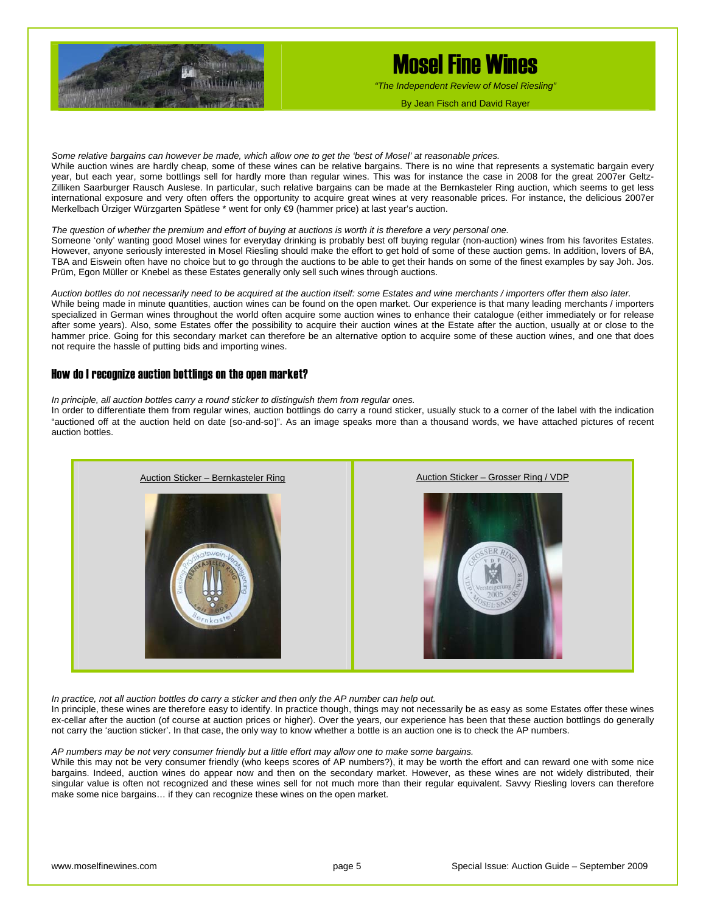*Some relative bargains can however be made, which allow one to get the 'best of Mosel' at reasonable prices.*

While auction wines are hardly cheap, some of these wines can be relative bargains. There is no wine that represents a systematic bargain every year, but each year, some bottlings sell for hardly more than regular wines. This was for instance the case in 2008 for the great 2007er Geltz-Zilliken Saarburger Rausch Auslese. In particular, such relative bargains can be made at the Bernkasteler Ring auction, which seems to get less international exposure and very often offers the opportunity to acquire great wines at very reasonable prices. For instance, the delicious 2007er Merkelbach Ürziger Würzgarten Spätlese * went for only €9 (hammer price) at last year's auction.

*The question of whether the premium and effort of buying at auctions is worth it is therefore a very personal one.*

Someone 'only' wanting good Mosel wines for everyday drinking is probably best off buying regular (non-auction) wines from his favorites Estates. However, anyone seriously interested in Mosel Riesling should make the effort to get hold of some of these auction gems. In addition, lovers of BA, TBA and Eiswein often have no choice but to go through the auctions to be able to get their hands on some of the finest examples by say Joh. Jos. Prüm, Egon Müller or Knebel as these Estates generally only sell such wines through auctions.

*Auction bottles do not necessarily need to be acquired at the auction itself: some Estates and wine merchants / importers offer them also later.*

While being made in minute quantities, auction wines can be found on the open market. Our experience is that many leading merchants / importers specialized in German wines throughout the world often acquire some auction wines to enhance their catalogue (either immediately or for release after some years). Also, some Estates offer the possibility to acquire their auction wines at the Estate after the auction, usually at or close to the hammer price. Going for this secondary market can therefore be an alternative option to acquire some of these auction wines, and one that does not require the hassle of putting bids and importing wines.

## How do I recognize auction bottlings on the open market?

*In principle, all auction bottles carry a round sticker to distinguish them from regular ones.*

In order to differentiate them from regular wines, auction bottlings do carry a round sticker, usually stuck to a corner of the label with the indication "auctioned off at the auction held on date [so-and-so]". As an image speaks more than a thousand words, we have attached pictures of recent auction bottles.

Auction Sticker – Bernkasteler Ring

Auction Sticker – Grosser Ring / VDP

*In practice, not all auction bottles do carry a sticker and then only the AP number can help out.*

In principle, these wines are therefore easy to identify. In practice though, things may not necessarily be as easy as some Estates offer these wines ex-cellar after the auction (of course at auction prices or higher). Over the years, our experience has been that these auction bottlings do generally not carry the 'auction sticker'. In that case, the only way to know whether a bottle is an auction one is to check the AP numbers.

*AP numbers may be not very consumer friendly but a little effort may allow one to make some bargains.*

While this may not be very consumer friendly (who keeps scores of AP numbers?), it may be worth the effort and can reward one with some nice bargains. Indeed, auction wines do appear now and then on the secondary market. However, as these wines are not widely distributed, their singular value is often not recognized and these sell for not much more than their regular equivalent. Savvy Riesling lovers can therefore make some nice bargains… if they can recognize these wines on the open market.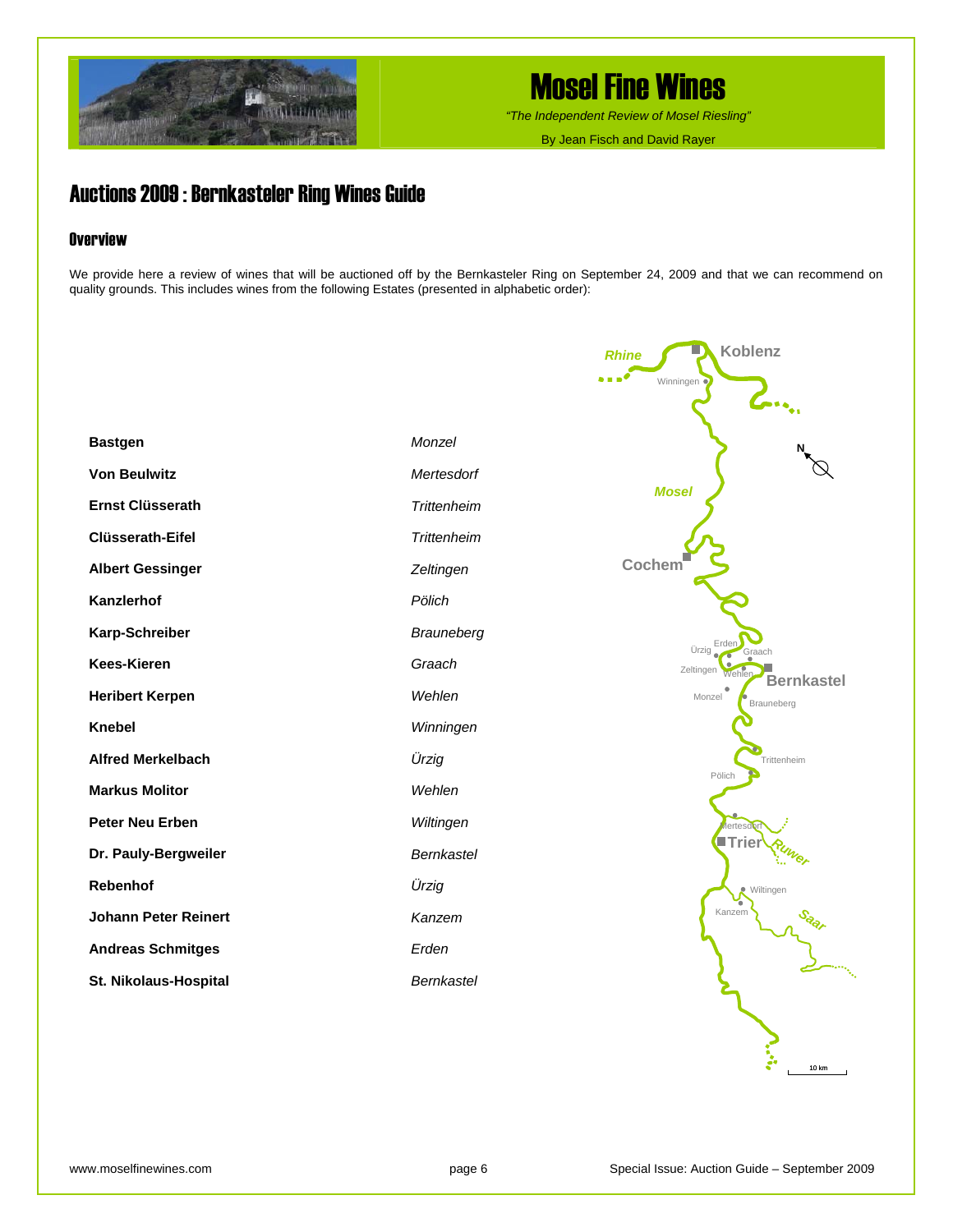## Auctions 2009 : Bernkasteler Ring Wines Guide

### Overview

We provide here a review of wines that will be auctioned off by the Bernkasteler Ring on September 24, 2009 and that we can recommend on quality grounds. This includes wines from the following Estates (presented in alphabetic order):

| | |
|---|---|
| **Bastgen** | *Monzel* |
| **Von Beulwitz** | *Mertesdorf* |
| **Ernst Clüsserath** | *Trittenheim* |
| **Clüsserath-Eifel** | *Trittenheim* |
| **Albert Gessinger** | *Zeltingen* |
| **Kanzlerhof** | *Pölich* |
| **Karp-Schreiber** | *Brauneberg* |
| **Kees-Kieren** | *Graach* |
| **Heribert Kerpen** | *Wehlen* |
| **Knebel** | *Winningen* |
| **Alfred Merkelbach** | *Ürzig* |
| **Markus Molitor** | *Wehlen* |
| **Peter Neu Erben** | *Wiltingen* |
| **Dr. Pauly-Bergweiler** | *Bernkastel* |
| **Rebenhof** | *Ürzig* |
| **Johann Peter Reinert** | *Kanzem* |
| **Andreas Schmitges** | *Erden* |
| **St. Nikolaus-Hospital** | *Bernkastel* |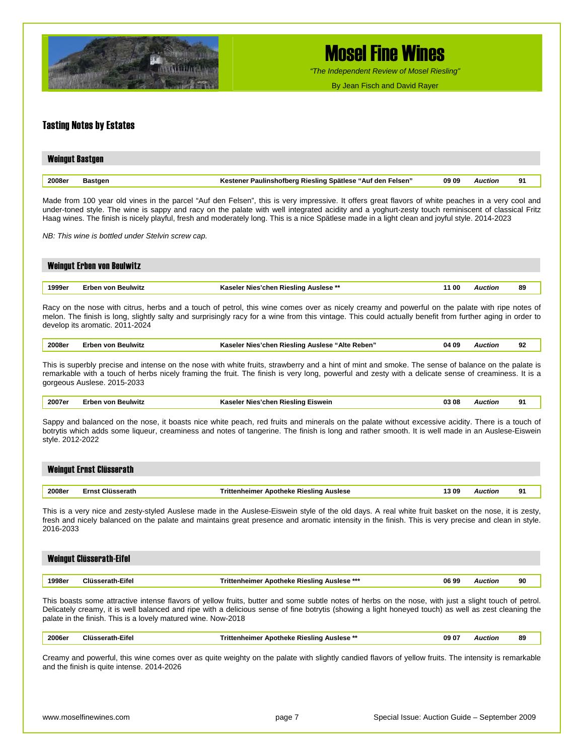## Tasting Notes by Estates

### Weingut Bastgen

| 2008er | Bastgen | Kestener Paulinshofberg Riesling Spätlese "Auf den Felsen" | 09 09 | *Auction* | 91 |
|---|---|---|---|---|---|

Made from 100 year old vines in the parcel "Auf den Felsen", this is very impressive. It offers great flavors of white peaches in a very cool and under-toned style. The wine is sappy and racy on the palate with well integrated acidity and a yoghurt-zesty touch reminiscent of classical Fritz Haag wines. The finish is nicely playful, fresh and moderately long. This is a nice Spätlese made in a light clean and joyful style. 2014-2023

*NB: This wine is bottled under Stelvin screw cap.*

### Weingut Erben von Beulwitz

| 1999er | Erben von Beulwitz | Kaseler Nies'chen Riesling Auslese ** | 11 00 | *Auction* | 89 |
|---|---|---|---|---|---|

Racy on the nose with citrus, herbs and a touch of petrol, this wine comes over as nicely creamy and powerful on the palate with ripe notes of melon. The finish is long, slightly salty and surprisingly racy for a wine from this vintage. This could actually benefit from further aging in order to develop its aromatic. 2011-2024

| 2008er | Erben von Beulwitz | Kaseler Nies'chen Riesling Auslese "Alte Reben" | 04 09 | *Auction* | 92 |
|---|---|---|---|---|---|

This is superbly precise and intense on the nose with white fruits, strawberry and a hint of mint and smoke. The sense of balance on the palate is remarkable with a touch of herbs nicely framing the fruit. The finish is very long, powerful and zesty with a delicate sense of creaminess. It is a gorgeous Auslese. 2015-2033

| 2007er | Erben von Beulwitz | Kaseler Nies'chen Riesling Eiswein | 03 08 | *Auction* | 91 |
|---|---|---|---|---|---|

Sappy and balanced on the nose, it boasts nice white peach, red fruits and minerals on the palate without excessive acidity. There is a touch of botrytis which adds some liqueur, creaminess and notes of tangerine. The finish is long and rather smooth. It is well made in an Auslese-Eiswein style. 2012-2022

### Weingut Ernst Clüsserath

| 2008er | Ernst Clüsserath | Trittenheimer Apotheke Riesling Auslese | 13 09 | *Auction* | 91 |
|---|---|---|---|---|---|

This is a very nice and zesty-styled Auslese made in the Auslese-Eiswein style of the old days. A real white fruit basket on the nose, it is zesty, fresh and nicely balanced on the palate and maintains great presence and aromatic intensity in the finish. This is very precise and clean in style. 2016-2033

### Weingut Clüsserath-Eifel

| 1998er | Clüsserath-Eifel | Trittenheimer Apotheke Riesling Auslese *** | 06 99 | *Auction* | 90 |
|---|---|---|---|---|---|

This boasts some attractive intense flavors of yellow fruits, butter and some subtle notes of herbs on the nose, with just a slight touch of petrol. Delicately creamy, it is well balanced and ripe with a delicious sense of fine botrytis (showing a light honeyed touch) as well as zest cleaning the palate in the finish. This is a lovely matured wine. Now-2018

| 2006er | Clüsserath-Eifel | Trittenheimer Apotheke Riesling Auslese ** | 09 07 | *Auction* | 89 |
|---|---|---|---|---|---|

Creamy and powerful, this wine comes over as quite weighty on the palate with slightly candied flavors of yellow fruits. The intensity is remarkable and the finish is quite intense. 2014-2026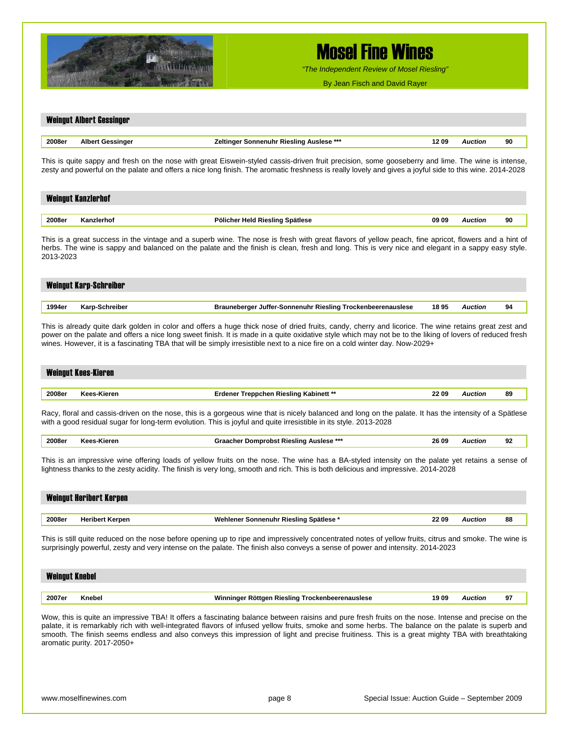## Weingut Albert Gessinger

| 2008er | Albert Gessinger | Zeltinger Sonnenuhr Riesling Auslese *** | 12 09 | *Auction* | 90 |
|---|---|---|---|---|---|

This is quite sappy and fresh on the nose with great Eiswein-styled cassis-driven fruit precision, some gooseberry and lime. The wine is intense, zesty and powerful on the palate and offers a nice long finish. The aromatic freshness is really lovely and gives a joyful side to this wine. 2014-2028

## Weingut Kanzlerhof

| 2008er | Kanzlerhof | Pölicher Held Riesling Spätlese | 09 09 | *Auction* | 90 |
|---|---|---|---|---|---|

This is a great success in the vintage and a superb wine. The nose is fresh with great flavors of yellow peach, fine apricot, flowers and a hint of herbs. The wine is sappy and balanced on the palate and the finish is clean, fresh and long. This is very nice and elegant in a sappy easy style. 2013-2023

## Weingut Karp-Schreiber

| 1994er | Karp-Schreiber | Brauneberger Juffer-Sonnenuhr Riesling Trockenbeerenauslese | 18 95 | *Auction* | 94 |
|---|---|---|---|---|---|

This is already quite dark golden in color and offers a huge thick nose of dried fruits, candy, cherry and licorice. The wine retains great zest and power on the palate and offers a nice long sweet finish. It is made in a quite oxidative style which may not be to the liking of lovers of reduced fresh wines. However, it is a fascinating TBA that will be simply irresistible next to a nice fire on a cold winter day. Now-2029+

## Weingut Kees-Kieren

| 2008er | Kees-Kieren | Erdener Treppchen Riesling Kabinett ** | 22 09 | *Auction* | 89 |
|---|---|---|---|---|---|

Racy, floral and cassis-driven on the nose, this is a gorgeous wine that is nicely balanced and long on the palate. It has the intensity of a Spätlese with a good residual sugar for long-term evolution. This is joyful and quite irresistible in its style. 2013-2028

| 2008er | Kees-Kieren | Graacher Domprobst Riesling Auslese *** | 26 09 | *Auction* | 92 |
|---|---|---|---|---|---|

This is an impressive wine offering loads of yellow fruits on the nose. The wine has a BA-styled intensity on the palate yet retains a sense of lightness thanks to the zesty acidity. The finish is very long, smooth and rich. This is both delicious and impressive. 2014-2028

## Weingut Heribert Kerpen

| 2008er | Heribert Kerpen | Wehlener Sonnenuhr Riesling Spätlese * | 22 09 | *Auction* | 88 |
|---|---|---|---|---|---|

This is still quite reduced on the nose before opening up to ripe and impressively concentrated notes of yellow fruits, citrus and smoke. The wine is surprisingly powerful, zesty and very intense on the palate. The finish also conveys a sense of power and intensity. 2014-2023

## Weingut Knebel

| 2007er | Knebel | Winninger Röttgen Riesling Trockenbeerenauslese | 19 09 | *Auction* | 97 |
|---|---|---|---|---|---|

Wow, this is quite an impressive TBA! It offers a fascinating balance between raisins and pure fresh fruits on the nose. Intense and precise on the palate, it is remarkably rich with well-integrated flavors of infused yellow fruits, smoke and some herbs. The balance on the palate is superb and smooth. The finish seems endless and also conveys this impression of light and precise fruitiness. This is a great mighty TBA with breathtaking aromatic purity. 2017-2050+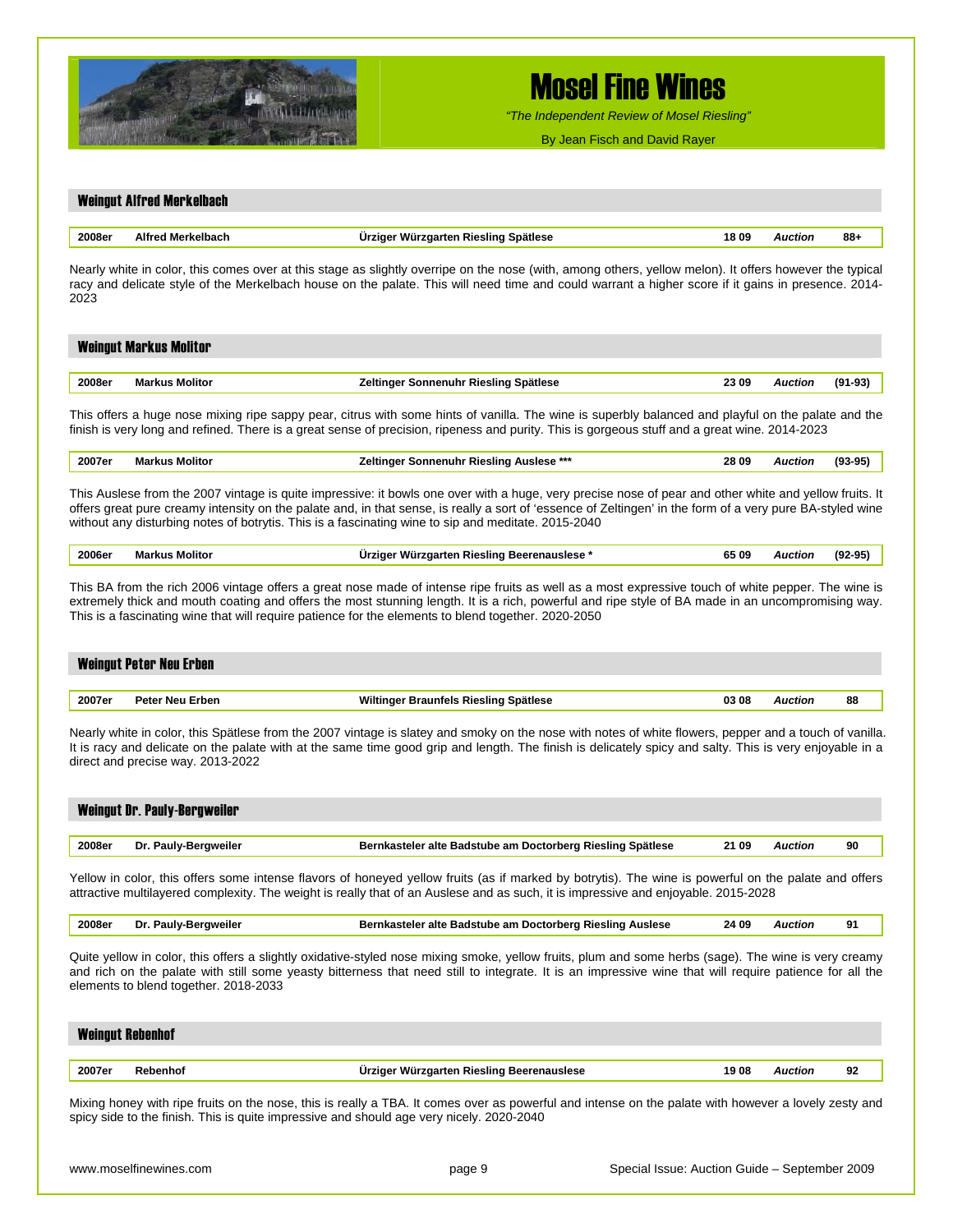## Weingut Alfred Merkelbach

| 2008er | Alfred Merkelbach | Ürziger Würzgarten Riesling Spätlese | 18 09 | *Auction* | 88+ |
|---|---|---|---|---|---|

Nearly white in color, this comes over at this stage as slightly overripe on the nose (with, among others, yellow melon). It offers however the typical racy and delicate style of the Merkelbach house on the palate. This will need time and could warrant a higher score if it gains in presence. 2014-2023

## Weingut Markus Molitor

| 2008er | Markus Molitor | Zeltinger Sonnenuhr Riesling Spätlese | 23 09 | *Auction* | (91-93) |
|---|---|---|---|---|---|

This offers a huge nose mixing ripe sappy pear, citrus with some hints of vanilla. The wine is superbly balanced and playful on the palate and the finish is very long and refined. There is a great sense of precision, ripeness and purity. This is gorgeous stuff and a great wine. 2014-2023

| 2007er | Markus Molitor | Zeltinger Sonnenuhr Riesling Auslese *** | 28 09 | *Auction* | (93-95) |
|---|---|---|---|---|---|

This Auslese from the 2007 vintage is quite impressive: it bowls one over with a huge, very precise nose of pear and other white and yellow fruits. It offers great pure creamy intensity on the palate and, in that sense, is really a sort of 'essence of Zeltingen' in the form of a very pure BA-styled wine without any disturbing notes of botrytis. This is a fascinating wine to sip and meditate. 2015-2040

| 2006er | Markus Molitor | Ürziger Würzgarten Riesling Beerenauslese * | 65 09 | *Auction* | (92-95) |
|---|---|---|---|---|---|

This BA from the rich 2006 vintage offers a great nose made of intense ripe fruits as well as a most expressive touch of white pepper. The wine is extremely thick and mouth coating and offers the most stunning length. It is a rich, powerful and ripe style of BA made in an uncompromising way. This is a fascinating wine that will require patience for the elements to blend together. 2020-2050

## Weingut Peter Neu Erben

| 2007er | Peter Neu Erben | Wiltinger Braunfels Riesling Spätlese | 03 08 | *Auction* | 88 |
|---|---|---|---|---|---|

Nearly white in color, this Spätlese from the 2007 vintage is slatey and smoky on the nose with notes of white flowers, pepper and a touch of vanilla. It is racy and delicate on the palate with at the same time good grip and length. The finish is delicately spicy and salty. This is very enjoyable in a direct and precise way. 2013-2022

## Weingut Dr. Pauly-Bergweiler

| 2008er | Dr. Pauly-Bergweiler | Bernkasteler alte Badstube am Doctorberg Riesling Spätlese | 21 09 | *Auction* | 90 |
|---|---|---|---|---|---|

Yellow in color, this offers some intense flavors of honeyed yellow fruits (as if marked by botrytis). The wine is powerful on the palate and offers attractive multilayered complexity. The weight is really that of an Auslese and as such, it is impressive and enjoyable. 2015-2028

| 2008er | Dr. Pauly-Bergweiler | Bernkasteler alte Badstube am Doctorberg Riesling Auslese | 24 09 | *Auction* | 91 |
|---|---|---|---|---|---|

Quite yellow in color, this offers a slightly oxidative-styled nose mixing smoke, yellow fruits, plum and some herbs (sage). The wine is very creamy and rich on the palate with still some yeasty bitterness that need still to integrate. It is an impressive wine that will require patience for all the elements to blend together. 2018-2033

## Weingut Rebenhof

| 2007er | Rebenhof | Ürziger Würzgarten Riesling Beerenauslese | 19 08 | *Auction* | 92 |
|---|---|---|---|---|---|

Mixing honey with ripe fruits on the nose, this is really a TBA. It comes over as powerful and intense on the palate with however a lovely zesty and spicy side to the finish. This is quite impressive and should age very nicely. 2020-2040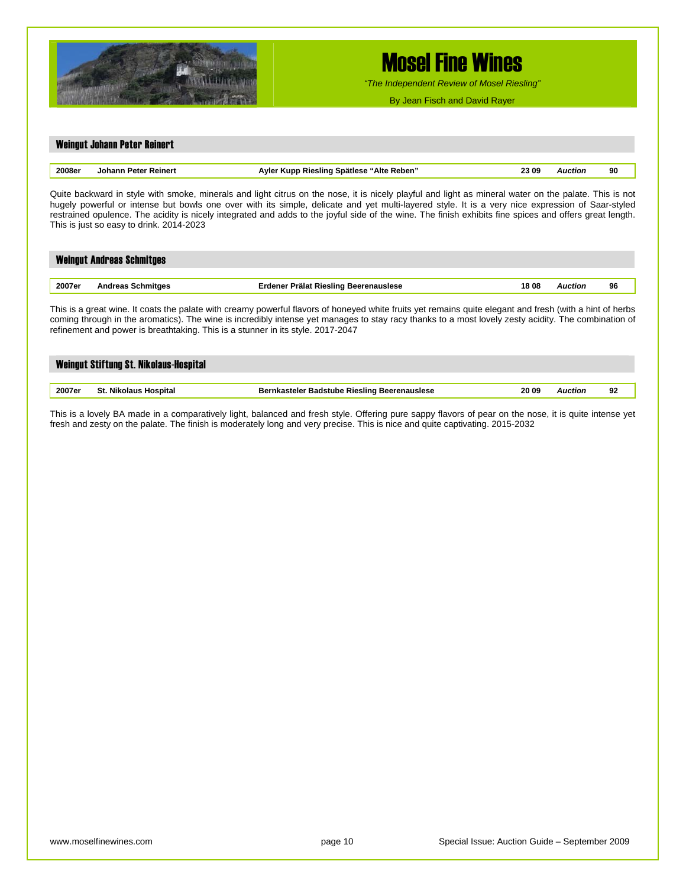## Weingut Johann Peter Reinert

| 2008er | Johann Peter Reinert | Ayler Kupp Riesling Spätlese "Alte Reben" | 23 09 | *Auction* | 90 |
|---|---|---|---|---|---|

Quite backward in style with smoke, minerals and light citrus on the nose, it is nicely playful and light as mineral water on the palate. This is not hugely powerful or intense but bowls one over with its simple, delicate and yet multi-layered style. It is a very nice expression of Saar-styled restrained opulence. The acidity is nicely integrated and adds to the joyful side of the wine. The finish exhibits fine spices and offers great length. This is just so easy to drink. 2014-2023

## Weingut Andreas Schmitges

| 2007er | Andreas Schmitges | Erdener Prälat Riesling Beerenauslese | 18 08 | *Auction* | 96 |
|---|---|---|---|---|---|

This is a great wine. It coats the palate with creamy powerful flavors of honeyed white fruits yet remains quite elegant and fresh (with a hint of herbs coming through in the aromatics). The wine is incredibly intense yet manages to stay racy thanks to a most lovely zesty acidity. The combination of refinement and power is breathtaking. This is a stunner in its style. 2017-2047

## Weingut Stiftung St. Nikolaus-Hospital

| 2007er | St. Nikolaus Hospital | Bernkasteler Badstube Riesling Beerenauslese | 20 09 | *Auction* | 92 |
|---|---|---|---|---|---|

This is a lovely BA made in a comparatively light, balanced and fresh style. Offering pure sappy flavors of pear on the nose, it is quite intense yet fresh and zesty on the palate. The finish is moderately long and very precise. This is nice and quite captivating. 2015-2032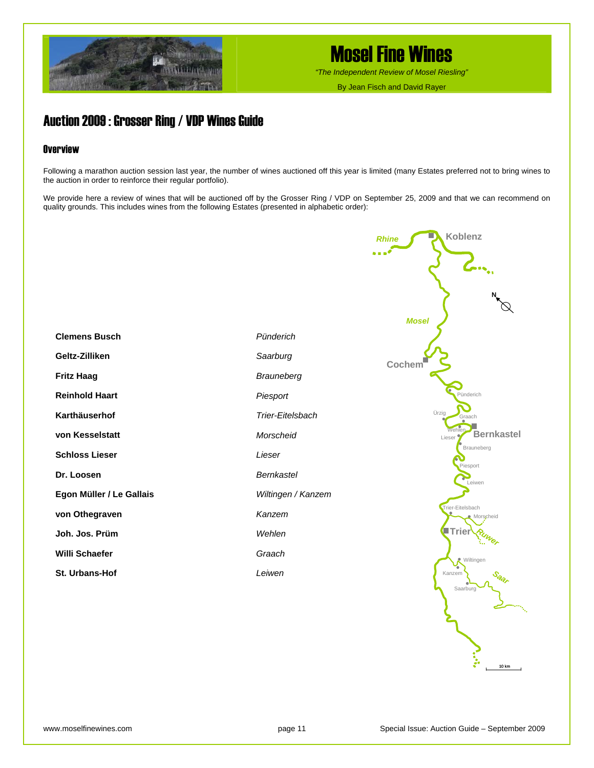# Mosel Fine Wines

*"The Independent Review of Mosel Riesling"*

By Jean Fisch and David Rayer

## Auction 2009 : Grosser Ring / VDP Wines Guide

### Overview

Following a marathon auction session last year, the number of wines auctioned off this year is limited (many Estates preferred not to bring wines to the auction in order to reinforce their regular portfolio).

We provide here a review of wines that will be auctioned off by the Grosser Ring / VDP on September 25, 2009 and that we can recommend on quality grounds. This includes wines from the following Estates (presented in alphabetic order):

| Estate | Location |
|---|---|
| **Clemens Busch** | *Pünderich* |
| **Geltz-Zilliken** | *Saarburg* |
| **Fritz Haag** | *Brauneberg* |
| **Reinhold Haart** | *Piesport* |
| **Karthäuserhof** | *Trier-Eitelsbach* |
| **von Kesselstatt** | *Morscheid* |
| **Schloss Lieser** | *Lieser* |
| **Dr. Loosen** | *Bernkastel* |
| **Egon Müller / Le Gallais** | *Wiltingen / Kanzem* |
| **von Othegraven** | *Kanzem* |
| **Joh. Jos. Prüm** | *Wehlen* |
| **Willi Schaefer** | *Graach* |
| **St. Urbans-Hof** | *Leiwen* |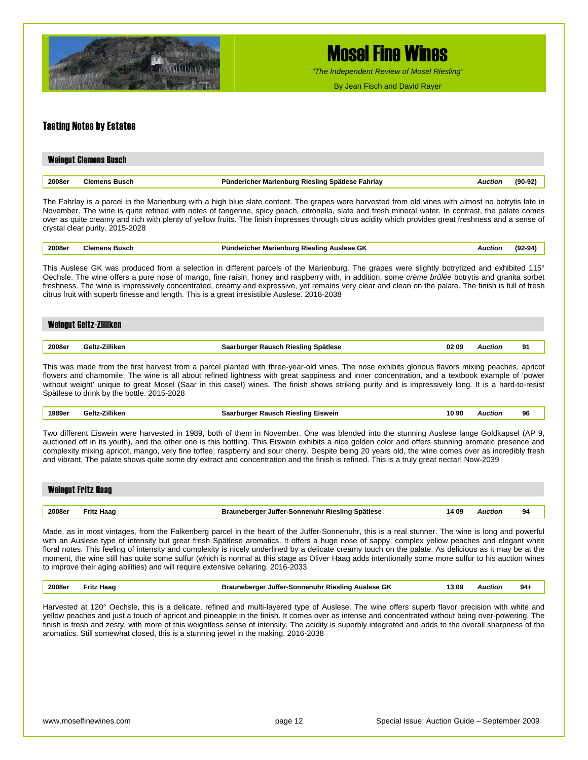# Mosel Fine Wines

*"The Independent Review of Mosel Riesling"*

By Jean Fisch and David Rayer

## Tasting Notes by Estates

### Weingut Clemens Busch

| 2008er | Clemens Busch | Pündericher Marienburg Riesling Spätlese Fahrlay | | *Auction* | (90-92) |
|---|---|---|---|---|---|

The Fahrlay is a parcel in the Marienburg with a high blue slate content. The grapes were harvested from old vines with almost no botrytis late in November. The wine is quite refined with notes of tangerine, spicy peach, citronella, slate and fresh mineral water. In contrast, the palate comes over as quite creamy and rich with plenty of yellow fruits. The finish impresses through citrus acidity which provides great freshness and a sense of crystal clear purity. 2015-2028

| 2008er | Clemens Busch | Pündericher Marienburg Riesling Auslese GK | | *Auction* | (92-94) |
|---|---|---|---|---|---|

This Auslese GK was produced from a selection in different parcels of the Marienburg. The grapes were slightly botrytized and exhibited 115° Oechsle. The wine offers a pure nose of mango, fine raisin, honey and raspberry with, in addition, some *crème brûlée* botrytis and granita sorbet freshness. The wine is impressively concentrated, creamy and expressive, yet remains very clear and clean on the palate. The finish is full of fresh citrus fruit with superb finesse and length. This is a great irresistible Auslese. 2018-2038

### Weingut Geltz-Zilliken

| 2008er | Geltz-Zilliken | Saarburger Rausch Riesling Spätlese | 02 09 | *Auction* | 91 |
|---|---|---|---|---|---|

This was made from the first harvest from a parcel planted with three-year-old vines. The nose exhibits glorious flavors mixing peaches, apricot flowers and chamomile. The wine is all about refined lightness with great sappiness and inner concentration, and a textbook example of 'power without weight' unique to great Mosel (Saar in this case!) wines. The finish shows striking purity and is impressively long. It is a hard-to-resist Spätlese to drink by the bottle. 2015-2028

| 1989er | Geltz-Zilliken | Saarburger Rausch Riesling Eiswein | 10 90 | *Auction* | 96 |
|---|---|---|---|---|---|

Two different Eiswein were harvested in 1989, both of them in November. One was blended into the stunning Auslese lange Goldkapsel (AP 9, auctioned off in its youth), and the other one is this bottling. This Eiswein exhibits a nice golden color and offers stunning aromatic presence and complexity mixing apricot, mango, very fine toffee, raspberry and sour cherry. Despite being 20 years old, the wine comes over as incredibly fresh and vibrant. The palate shows quite some dry extract and concentration and the finish is refined. This is a truly great nectar! Now-2039

### Weingut Fritz Haag

| 2008er | Fritz Haag | Brauneberger Juffer-Sonnenuhr Riesling Spätlese | 14 09 | *Auction* | 94 |
|---|---|---|---|---|---|

Made, as in most vintages, from the Falkenberg parcel in the heart of the Juffer-Sonnenuhr, this is a real stunner. The wine is long and powerful with an Auslese type of intensity but great fresh Spätlese aromatics. It offers a huge nose of sappy, complex yellow peaches and elegant white floral notes. This feeling of intensity and complexity is nicely underlined by a delicate creamy touch on the palate. As delicious as it may be at the moment, the wine still has quite some sulfur (which is normal at this stage as Oliver Haag adds intentionally some more sulfur to his auction wines to improve their aging abilities) and will require extensive cellaring. 2016-2033

| 2008er | Fritz Haag | Brauneberger Juffer-Sonnenuhr Riesling Auslese GK | 13 09 | *Auction* | 94+ |
|---|---|---|---|---|---|

Harvested at 120° Oechsle, this is a delicate, refined and multi-layered type of Auslese. The wine offers superb flavor precision with white and yellow peaches and just a touch of apricot and pineapple in the finish. It comes over as intense and concentrated without being over-powering. The finish is fresh and zesty, with more of this weightless sense of intensity. The acidity is superbly integrated and adds to the overall sharpness of the aromatics. Still somewhat closed, this is a stunning jewel in the making. 2016-2038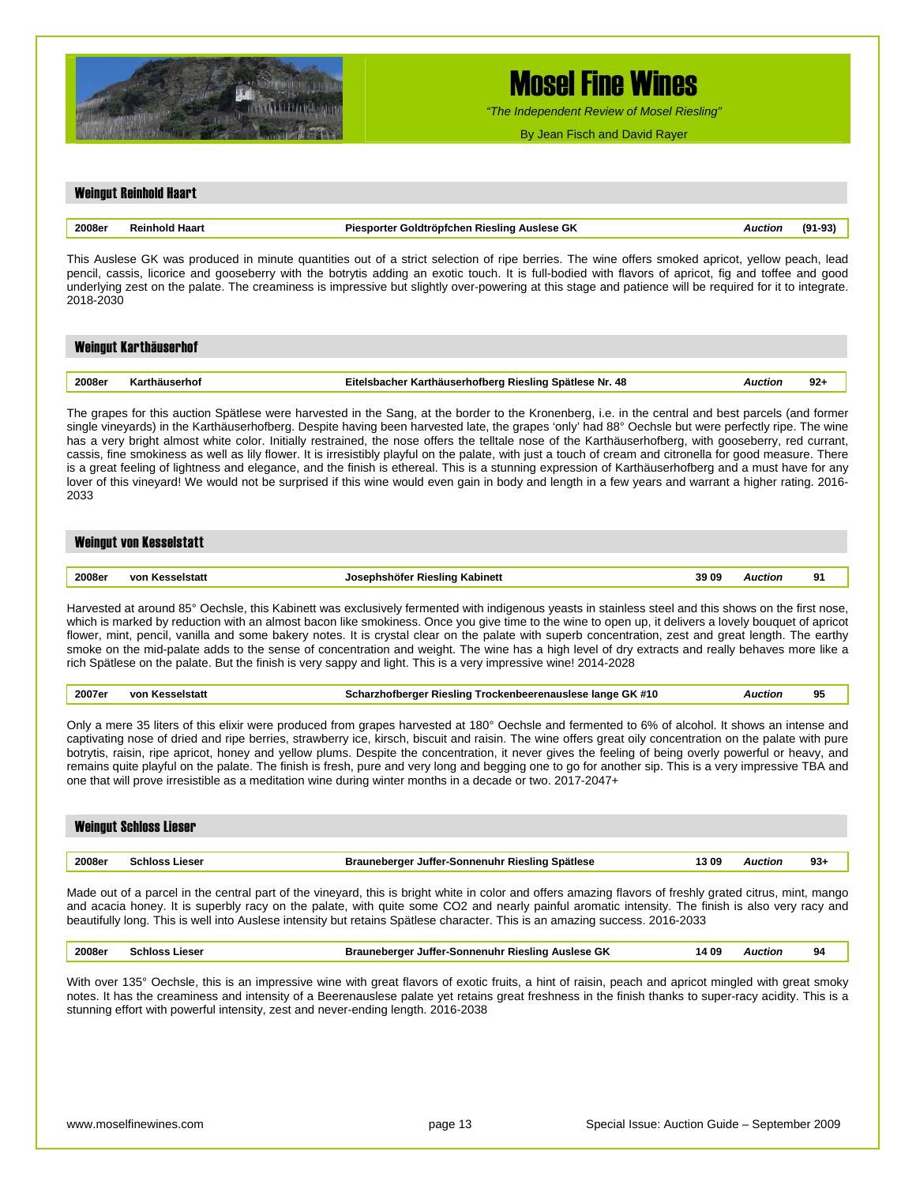# Mosel Fine Wines

*"The Independent Review of Mosel Riesling"*

By Jean Fisch and David Rayer

## Weingut Reinhold Haart

| 2008er | Reinhold Haart | Piesporter Goldtröpfchen Riesling Auslese GK | | *Auction* | (91-93) |
|---|---|---|---|---|---|

This Auslese GK was produced in minute quantities out of a strict selection of ripe berries. The wine offers smoked apricot, yellow peach, lead pencil, cassis, licorice and gooseberry with the botrytis adding an exotic touch. It is full-bodied with flavors of apricot, fig and toffee and good underlying zest on the palate. The creaminess is impressive but slightly over-powering at this stage and patience will be required for it to integrate. 2018-2030

## Weingut Karthäuserhof

| 2008er | Karthäuserhof | Eitelsbacher Karthäuserhofberg Riesling Spätlese Nr. 48 | | *Auction* | 92+ |
|---|---|---|---|---|---|

The grapes for this auction Spätlese were harvested in the Sang, at the border to the Kronenberg, i.e. in the central and best parcels (and former single vineyards) in the Karthäuserhofberg. Despite having been harvested late, the grapes 'only' had 88° Oechsle but were perfectly ripe. The wine has a very bright almost white color. Initially restrained, the nose offers the telltale nose of the Karthäuserhofberg, with gooseberry, red currant, cassis, fine smokiness as well as lily flower. It is irresistibly playful on the palate, with just a touch of cream and citronella for good measure. There is a great feeling of lightness and elegance, and the finish is ethereal. This is a stunning expression of Karthäuserhofberg and a must have for any lover of this vineyard! We would not be surprised if this wine would even gain in body and length in a few years and warrant a higher rating. 2016-2033

## Weingut von Kesselstatt

| 2008er | von Kesselstatt | Josephshöfer Riesling Kabinett | 39 09 | *Auction* | 91 |
|---|---|---|---|---|---|

Harvested at around 85° Oechsle, this Kabinett was exclusively fermented with indigenous yeasts in stainless steel and this shows on the first nose, which is marked by reduction with an almost bacon like smokiness. Once you give time to the wine to open up, it delivers a lovely bouquet of apricot flower, mint, pencil, vanilla and some bakery notes. It is crystal clear on the palate with superb concentration, zest and great length. The earthy smoke on the mid-palate adds to the sense of concentration and weight. The wine has a high level of dry extracts and really behaves more like a rich Spätlese on the palate. But the finish is very sappy and light. This is a very impressive wine! 2014-2028

| 2007er | von Kesselstatt | Scharzhofberger Riesling Trockenbeerenauslese lange GK #10 | | *Auction* | 95 |
|---|---|---|---|---|---|

Only a mere 35 liters of this elixir were produced from grapes harvested at 180° Oechsle and fermented to 6% of alcohol. It shows an intense and captivating nose of dried and ripe berries, strawberry ice, kirsch, biscuit and raisin. The wine offers great oily concentration on the palate with pure botrytis, raisin, ripe apricot, honey and yellow plums. Despite the concentration, it never gives the feeling of being overly powerful or heavy, and remains quite playful on the palate. The finish is fresh, pure and very long and begging one to go for another sip. This is a very impressive TBA and one that will prove irresistible as a meditation wine during winter months in a decade or two. 2017-2047+

## Weingut Schloss Lieser

| 2008er | Schloss Lieser | Brauneberger Juffer-Sonnenuhr Riesling Spätlese | 13 09 | *Auction* | 93+ |
|---|---|---|---|---|---|

Made out of a parcel in the central part of the vineyard, this is bright white in color and offers amazing flavors of freshly grated citrus, mint, mango and acacia honey. It is superbly racy on the palate, with quite some CO2 and nearly painful aromatic intensity. The finish is also very racy and beautifully long. This is well into Auslese intensity but retains Spätlese character. This is an amazing success. 2016-2033

| 2008er | Schloss Lieser | Brauneberger Juffer-Sonnenuhr Riesling Auslese GK | 14 09 | *Auction* | 94 |
|---|---|---|---|---|---|

With over 135° Oechsle, this is an impressive wine with great flavors of exotic fruits, a hint of raisin, peach and apricot mingled with great smoky notes. It has the creaminess and intensity of a Beerenauslese palate yet retains great freshness in the finish thanks to super-racy acidity. This is a stunning effort with powerful intensity, zest and never-ending length. 2016-2038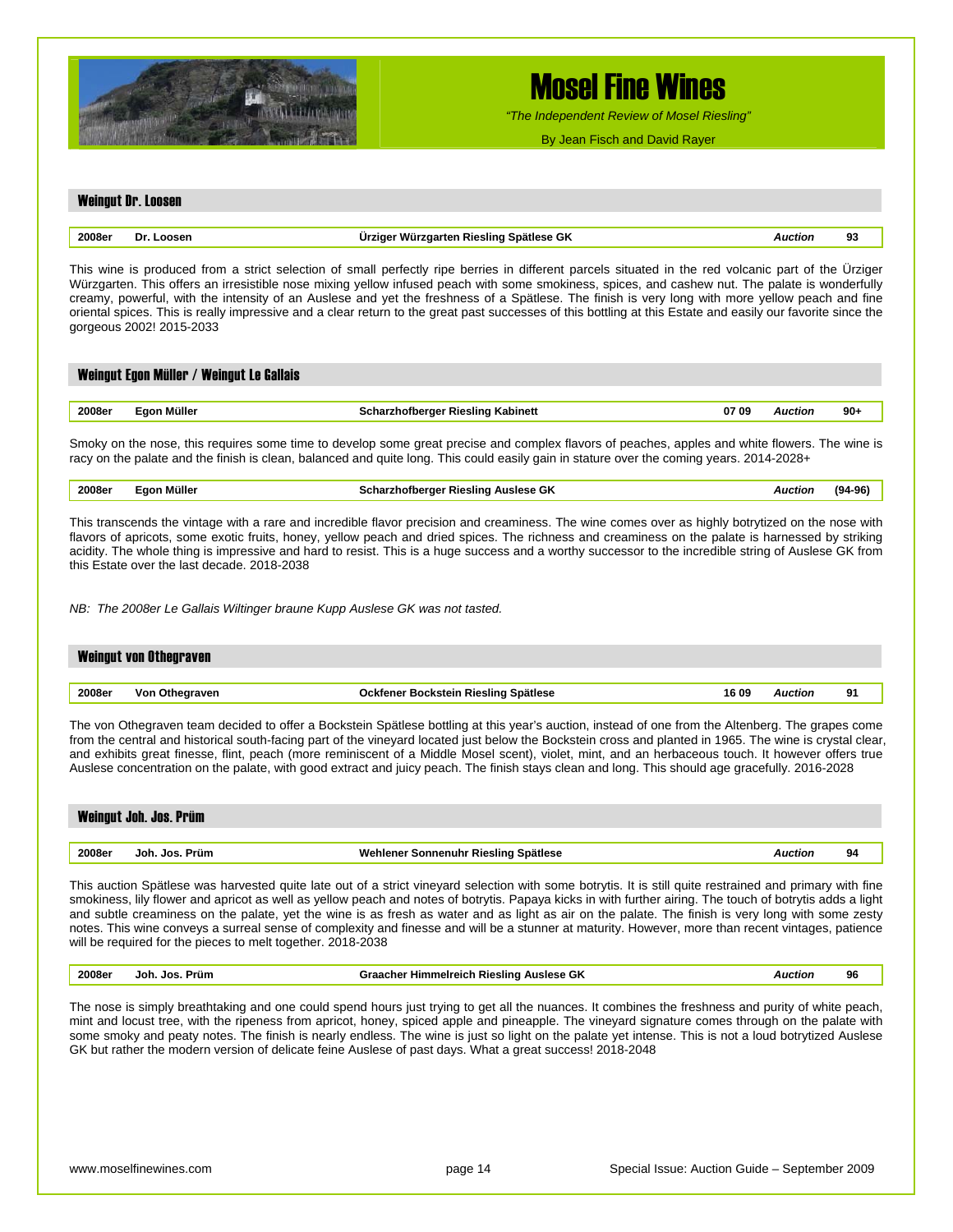# Mosel Fine Wines

*"The Independent Review of Mosel Riesling"*

By Jean Fisch and David Rayer

## Weingut Dr. Loosen

| 2008er | Dr. Loosen | Ürziger Würzgarten Riesling Spätlese GK | | *Auction* | 93 |
|---|---|---|---|---|---|

This wine is produced from a strict selection of small perfectly ripe berries in different parcels situated in the red volcanic part of the Ürziger Würzgarten. This offers an irresistible nose mixing yellow infused peach with some smokiness, spices, and cashew nut. The palate is wonderfully creamy, powerful, with the intensity of an Auslese and yet the freshness of a Spätlese. The finish is very long with more yellow peach and fine oriental spices. This is really impressive and a clear return to the great past successes of this bottling at this Estate and easily our favorite since the gorgeous 2002! 2015-2033

## Weingut Egon Müller / Weingut Le Gallais

| 2008er | Egon Müller | Scharzhofberger Riesling Kabinett | 07 09 | *Auction* | 90+ |
|---|---|---|---|---|---|

Smoky on the nose, this requires some time to develop some great precise and complex flavors of peaches, apples and white flowers. The wine is racy on the palate and the finish is clean, balanced and quite long. This could easily gain in stature over the coming years. 2014-2028+

| 2008er | Egon Müller | Scharzhofberger Riesling Auslese GK | | *Auction* | (94-96) |
|---|---|---|---|---|---|

This transcends the vintage with a rare and incredible flavor precision and creaminess. The wine comes over as highly botrytized on the nose with flavors of apricots, some exotic fruits, honey, yellow peach and dried spices. The richness and creaminess on the palate is harnessed by striking acidity. The whole thing is impressive and hard to resist. This is a huge success and a worthy successor to the incredible string of Auslese GK from this Estate over the last decade. 2018-2038

*NB: The 2008er Le Gallais Wiltinger braune Kupp Auslese GK was not tasted.*

## Weingut von Othegraven

| 2008er | Von Othegraven | Ockfener Bockstein Riesling Spätlese | 16 09 | *Auction* | 91 |
|---|---|---|---|---|---|

The von Othegraven team decided to offer a Bockstein Spätlese bottling at this year's auction, instead of one from the Altenberg. The grapes come from the central and historical south-facing part of the vineyard located just below the Bockstein cross and planted in 1965. The wine is crystal clear, and exhibits great finesse, flint, peach (more reminiscent of a Middle Mosel scent), violet, mint, and an herbaceous touch. It however offers true Auslese concentration on the palate, with good extract and juicy peach. The finish stays clean and long. This should age gracefully. 2016-2028

## Weingut Joh. Jos. Prüm

| 2008er | Joh. Jos. Prüm | Wehlener Sonnenuhr Riesling Spätlese | | *Auction* | 94 |
|---|---|---|---|---|---|

This auction Spätlese was harvested quite late out of a strict vineyard selection with some botrytis. It is still quite restrained and primary with fine smokiness, lily flower and apricot as well as yellow peach and notes of botrytis. Papaya kicks in with further airing. The touch of botrytis adds a light and subtle creaminess on the palate, yet the wine is as fresh as water and as light as air on the palate. The finish is very long with some zesty notes. This wine conveys a surreal sense of complexity and finesse and will be a stunner at maturity. However, more than recent vintages, patience will be required for the pieces to melt together. 2018-2038

| 2008er | Joh. Jos. Prüm | Graacher Himmelreich Riesling Auslese GK | | *Auction* | 96 |
|---|---|---|---|---|---|

The nose is simply breathtaking and one could spend hours just trying to get all the nuances. It combines the freshness and purity of white peach, mint and locust tree, with the ripeness from apricot, honey, spiced apple and pineapple. The vineyard signature comes through on the palate with some smoky and peaty notes. The finish is nearly endless. The wine is just so light on the palate yet intense. This is not a loud botrytized Auslese GK but rather the modern version of delicate feine Auslese of past days. What a great success! 2018-2048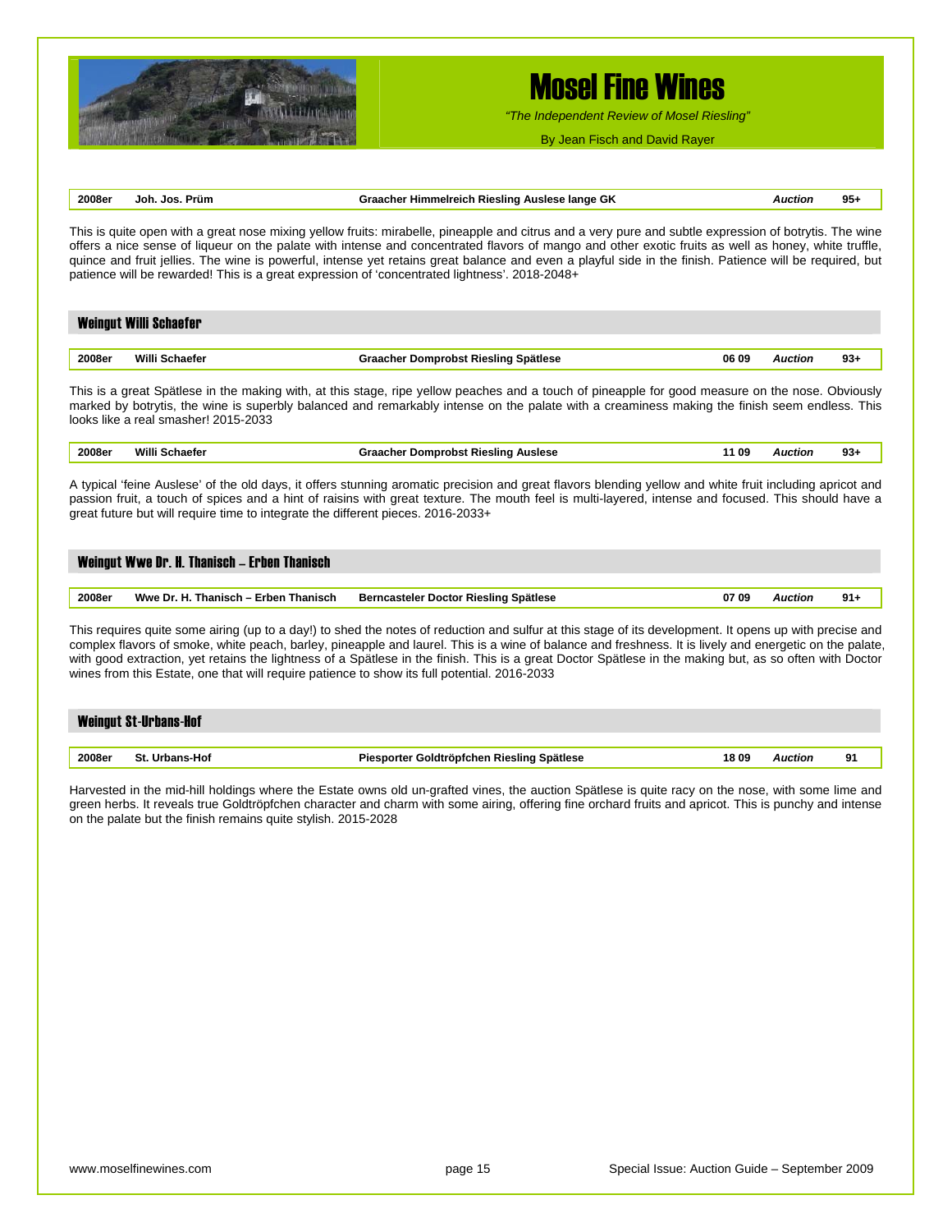| 2008er | Joh. Jos. Prüm | Graacher Himmelreich Riesling Auslese lange GK | | *Auction* | 95+ |
|---|---|---|---|---|---|

This is quite open with a great nose mixing yellow fruits: mirabelle, pineapple and citrus and a very pure and subtle expression of botrytis. The wine offers a nice sense of liqueur on the palate with intense and concentrated flavors of mango and other exotic fruits as well as honey, white truffle, quince and fruit jellies. The wine is powerful, intense yet retains great balance and even a playful side in the finish. Patience will be required, but patience will be rewarded! This is a great expression of 'concentrated lightness'. 2018-2048+

## Weingut Willi Schaefer

| 2008er | Willi Schaefer | Graacher Domprobst Riesling Spätlese | 06 09 | *Auction* | 93+ |
|---|---|---|---|---|---|

This is a great Spätlese in the making with, at this stage, ripe yellow peaches and a touch of pineapple for good measure on the nose. Obviously marked by botrytis, the wine is superbly balanced and remarkably intense on the palate with a creaminess making the finish seem endless. This looks like a real smasher! 2015-2033

| 2008er | Willi Schaefer | Graacher Domprobst Riesling Auslese | 11 09 | *Auction* | 93+ |
|---|---|---|---|---|---|

A typical 'feine Auslese' of the old days, it offers stunning aromatic precision and great flavors blending yellow and white fruit including apricot and passion fruit, a touch of spices and a hint of raisins with great texture. The mouth feel is multi-layered, intense and focused. This should have a great future but will require time to integrate the different pieces. 2016-2033+

## Weingut Wwe Dr. H. Thanisch – Erben Thanisch

| 2008er | Wwe Dr. H. Thanisch – Erben Thanisch | Berncasteler Doctor Riesling Spätlese | 07 09 | *Auction* | 91+ |
|---|---|---|---|---|---|

This requires quite some airing (up to a day!) to shed the notes of reduction and sulfur at this stage of its development. It opens up with precise and complex flavors of smoke, white peach, barley, pineapple and laurel. This is a wine of balance and freshness. It is lively and energetic on the palate, with good extraction, yet retains the lightness of a Spätlese in the finish. This is a great Doctor Spätlese in the making but, as so often with Doctor wines from this Estate, one that will require patience to show its full potential. 2016-2033

## Weingut St-Urbans-Hof

| 2008er | St. Urbans-Hof | Piesporter Goldtröpfchen Riesling Spätlese | 18 09 | *Auction* | 91 |
|---|---|---|---|---|---|

Harvested in the mid-hill holdings where the Estate owns old un-grafted vines, the auction Spätlese is quite racy on the nose, with some lime and green herbs. It reveals true Goldtröpfchen character and charm with some airing, offering fine orchard fruits and apricot. This is punchy and intense on the palate but the finish remains quite stylish. 2015-2028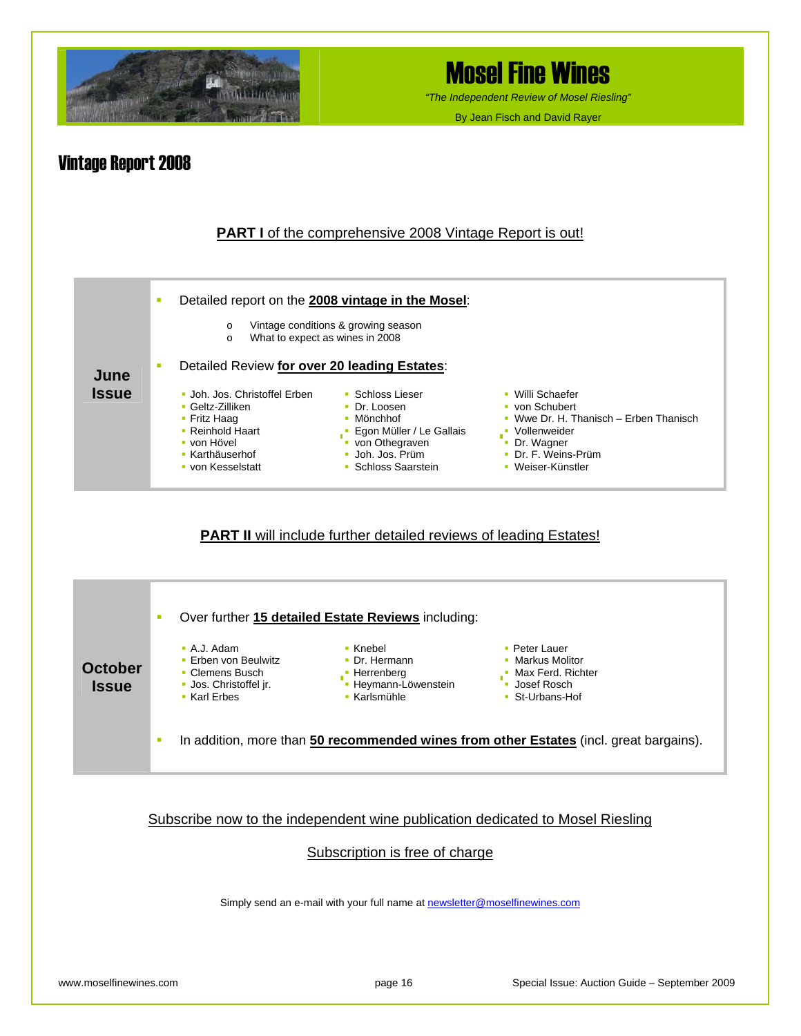# Mosel Fine Wines

*"The Independent Review of Mosel Riesling"*

By Jean Fisch and David Rayer

## Vintage Report 2008

**PART I** of the comprehensive 2008 Vintage Report is out!

**June Issue**

- Detailed report on the **2008 vintage in the Mosel**:
  - Vintage conditions & growing season
  - What to expect as wines in 2008
- Detailed Review **for over 20 leading Estates**:
  - Joh. Jos. Christoffel Erben
  - Geltz-Zilliken
  - Fritz Haag
  - Reinhold Haart
  - von Hövel
  - Karthäuserhof
  - von Kesselstatt
  - Schloss Lieser
  - Dr. Loosen
  - Mönchhof
  - Egon Müller / Le Gallais
  - von Othegraven
  - Joh. Jos. Prüm
  - Schloss Saarstein
  - Willi Schaefer
  - von Schubert
  - Wwe Dr. H. Thanisch – Erben Thanisch
  - Vollenweider
  - Dr. Wagner
  - Dr. F. Weins-Prüm
  - Weiser-Künstler

**PART II** will include further detailed reviews of leading Estates!

**October Issue**

- Over further **15 detailed Estate Reviews** including:
  - A.J. Adam
  - Erben von Beulwitz
  - Clemens Busch
  - Jos. Christoffel jr.
  - Karl Erbes
  - Knebel
  - Dr. Hermann
  - Herrenberg
  - Heymann-Löwenstein
  - Karlsmühle
  - Peter Lauer
  - Markus Molitor
  - Max Ferd. Richter
  - Josef Rosch
  - St-Urbans-Hof
- In addition, more than **50 recommended wines from other Estates** (incl. great bargains).

Subscribe now to the independent wine publication dedicated to Mosel Riesling

Subscription is free of charge

Simply send an e-mail with your full name at newsletter@moselfinewines.com